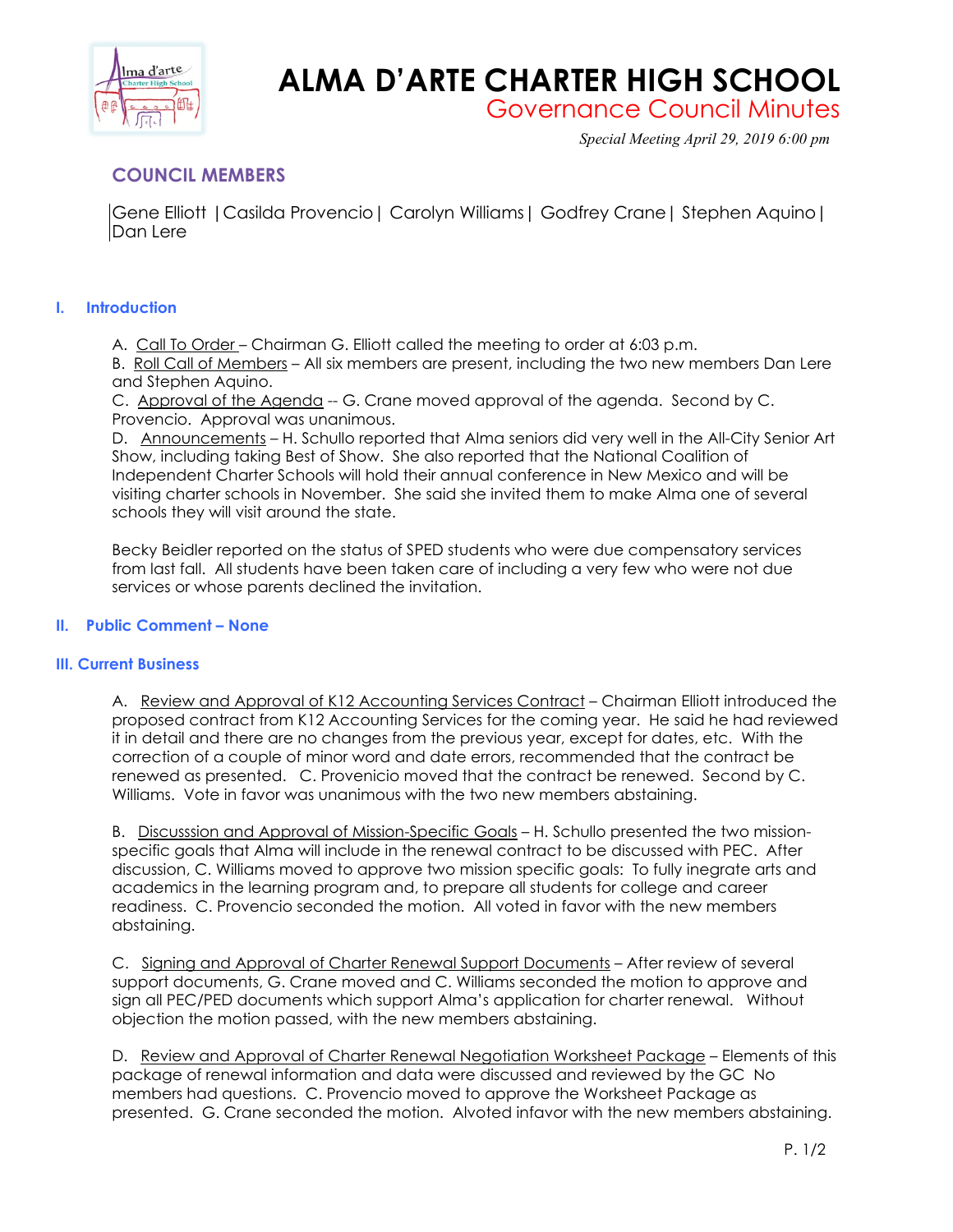# ALMA D'ARTE CHARTER HIGH SCHOOL

## Governance Council Minutes

*Special Meeting April 29, 2019 6:00 pm*

## COUNCIL MEMBERS

Gene Elliott | Casilda Provencio | Carolyn Williams | Godfrey Crane | Stephen Aquino | Dan Lere

### I. Introduction

A. Call To Order – Chairman G. Elliott called the meeting to order at 6:03 p.m.
B. Roll Call of Members – All six members are present, including the two new members Dan Lere and Stephen Aquino.
C. Approval of the Agenda -- G. Crane moved approval of the agenda. Second by C. Provencio. Approval was unanimous.
D. Announcements – H. Schullo reported that Alma seniors did very well in the All-City Senior Art Show, including taking Best of Show. She also reported that the National Coalition of Independent Charter Schools will hold their annual conference in New Mexico and will be visiting charter schools in November. She said she invited them to make Alma one of several schools they will visit around the state.

Becky Beidler reported on the status of SPED students who were due compensatory services from last fall. All students have been taken care of including a very few who were not due services or whose parents declined the invitation.

### II. Public Comment – None

### III. Current Business

A. Review and Approval of K12 Accounting Services Contract – Chairman Elliott introduced the proposed contract from K12 Accounting Services for the coming year. He said he had reviewed it in detail and there are no changes from the previous year, except for dates, etc. With the correction of a couple of minor word and date errors, recommended that the contract be renewed as presented. C. Provenicio moved that the contract be renewed. Second by C. Williams. Vote in favor was unanimous with the two new members abstaining.

B. Discusssion and Approval of Mission-Specific Goals – H. Schullo presented the two mission-specific goals that Alma will include in the renewal contract to be discussed with PEC. After discussion, C. Williams moved to approve two mission specific goals: To fully inegrate arts and academics in the learning program and, to prepare all students for college and career readiness. C. Provencio seconded the motion. All voted in favor with the new members abstaining.

C. Signing and Approval of Charter Renewal Support Documents – After review of several support documents, G. Crane moved and C. Williams seconded the motion to approve and sign all PEC/PED documents which support Alma's application for charter renewal. Without objection the motion passed, with the new members abstaining.

D. Review and Approval of Charter Renewal Negotiation Worksheet Package – Elements of this package of renewal information and data were discussed and reviewed by the GC No members had questions. C. Provencio moved to approve the Worksheet Package as presented. G. Crane seconded the motion. Alvoted infavor with the new members abstaining.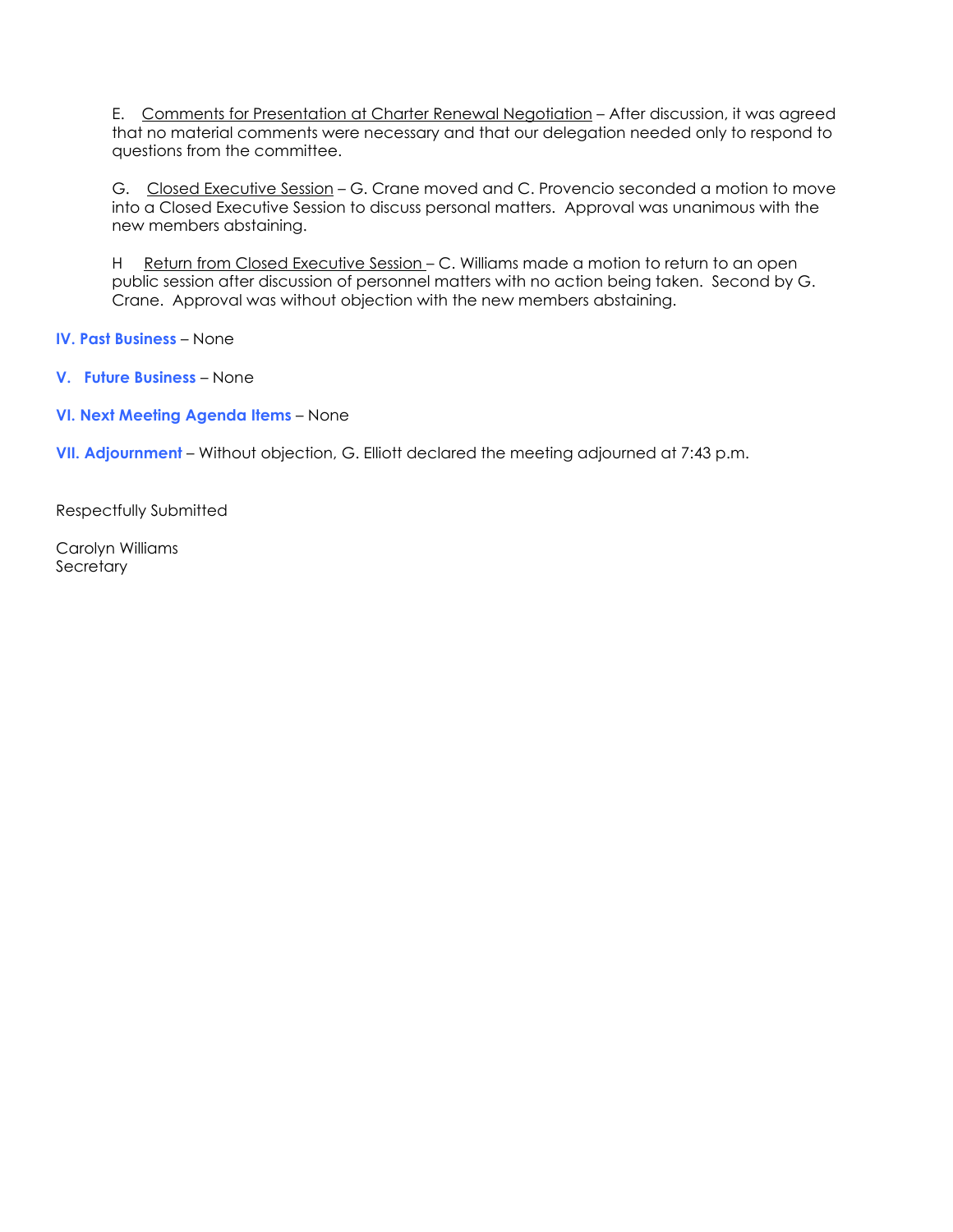E. Comments for Presentation at Charter Renewal Negotiation – After discussion, it was agreed that no material comments were necessary and that our delegation needed only to respond to questions from the committee.

G. Closed Executive Session – G. Crane moved and C. Provencio seconded a motion to move into a Closed Executive Session to discuss personal matters. Approval was unanimous with the new members abstaining.

H Return from Closed Executive Session – C. Williams made a motion to return to an open public session after discussion of personnel matters with no action being taken. Second by G. Crane. Approval was without objection with the new members abstaining.

**IV. Past Business** – None

**V. Future Business** – None

**VI. Next Meeting Agenda Items** – None

**VII. Adjournment** – Without objection, G. Elliott declared the meeting adjourned at 7:43 p.m.

Respectfully Submitted

Carolyn Williams
Secretary